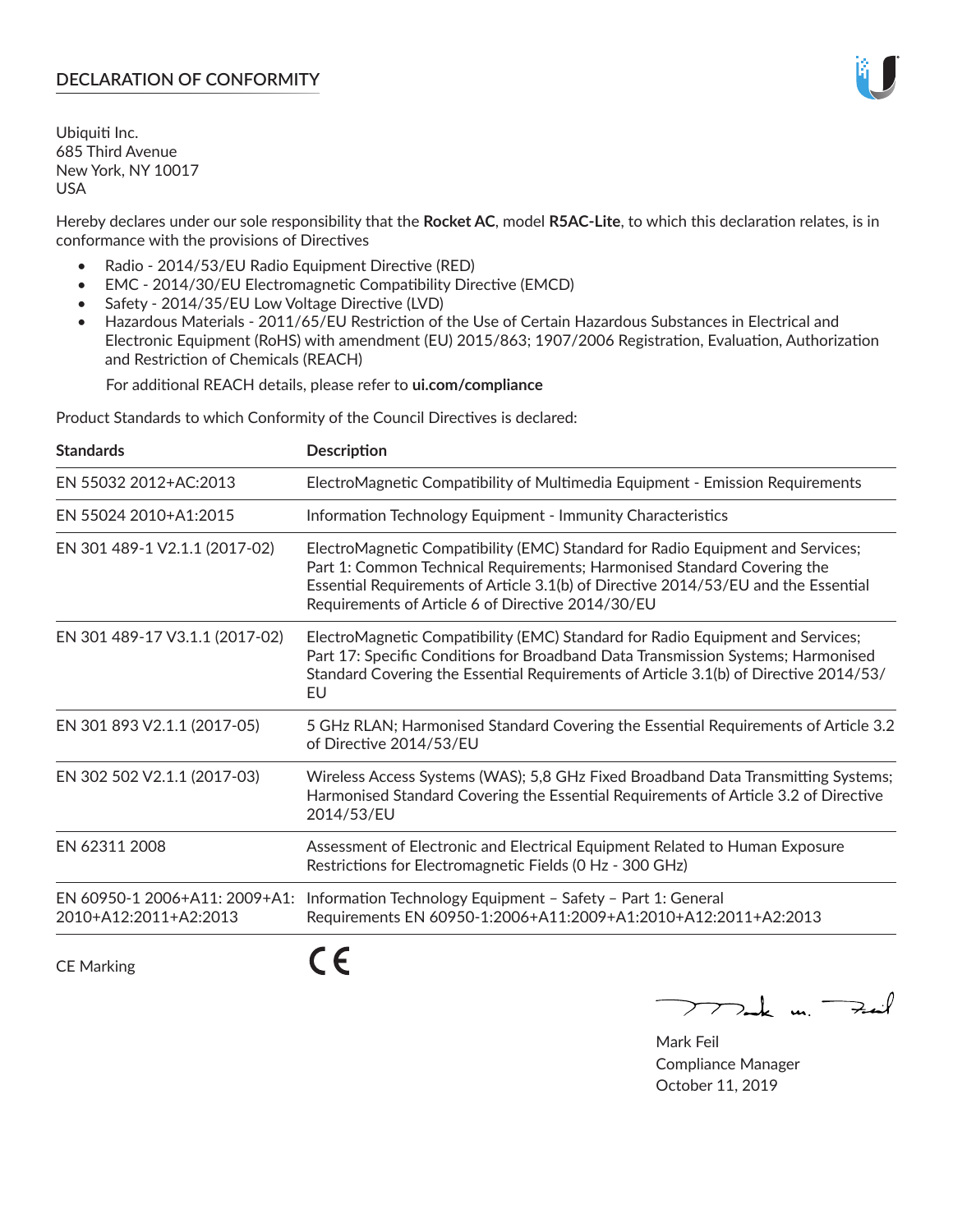## DECLARATION OF CONFORMITY

Ubiquiti Inc.
685 Third Avenue
New York, NY 10017
USA

Hereby declares under our sole responsibility that the **Rocket AC**, model **R5AC-Lite**, to which this declaration relates, is in conformance with the provisions of Directives

- Radio - 2014/53/EU Radio Equipment Directive (RED)
- EMC - 2014/30/EU Electromagnetic Compatibility Directive (EMCD)
- Safety - 2014/35/EU Low Voltage Directive (LVD)
- Hazardous Materials - 2011/65/EU Restriction of the Use of Certain Hazardous Substances in Electrical and Electronic Equipment (RoHS) with amendment (EU) 2015/863; 1907/2006 Registration, Evaluation, Authorization and Restriction of Chemicals (REACH)

  For additional REACH details, please refer to **ui.com/compliance**

Product Standards to which Conformity of the Council Directives is declared:

| Standards | Description |
|---|---|
| EN 55032 2012+AC:2013 | ElectroMagnetic Compatibility of Multimedia Equipment - Emission Requirements |
| EN 55024 2010+A1:2015 | Information Technology Equipment - Immunity Characteristics |
| EN 301 489-1 V2.1.1 (2017-02) | ElectroMagnetic Compatibility (EMC) Standard for Radio Equipment and Services; Part 1: Common Technical Requirements; Harmonised Standard Covering the Essential Requirements of Article 3.1(b) of Directive 2014/53/EU and the Essential Requirements of Article 6 of Directive 2014/30/EU |
| EN 301 489-17 V3.1.1 (2017-02) | ElectroMagnetic Compatibility (EMC) Standard for Radio Equipment and Services; Part 17: Specific Conditions for Broadband Data Transmission Systems; Harmonised Standard Covering the Essential Requirements of Article 3.1(b) of Directive 2014/53/EU |
| EN 301 893 V2.1.1 (2017-05) | 5 GHz RLAN; Harmonised Standard Covering the Essential Requirements of Article 3.2 of Directive 2014/53/EU |
| EN 302 502 V2.1.1 (2017-03) | Wireless Access Systems (WAS); 5,8 GHz Fixed Broadband Data Transmitting Systems; Harmonised Standard Covering the Essential Requirements of Article 3.2 of Directive 2014/53/EU |
| EN 62311 2008 | Assessment of Electronic and Electrical Equipment Related to Human Exposure Restrictions for Electromagnetic Fields (0 Hz - 300 GHz) |
| EN 60950-1 2006+A11: 2009+A1: 2010+A12:2011+A2:2013 | Information Technology Equipment – Safety – Part 1: General Requirements EN 60950-1:2006+A11:2009+A1:2010+A12:2011+A2:2013 |

CE Marking CE

Mark Feil
Compliance Manager
October 11, 2019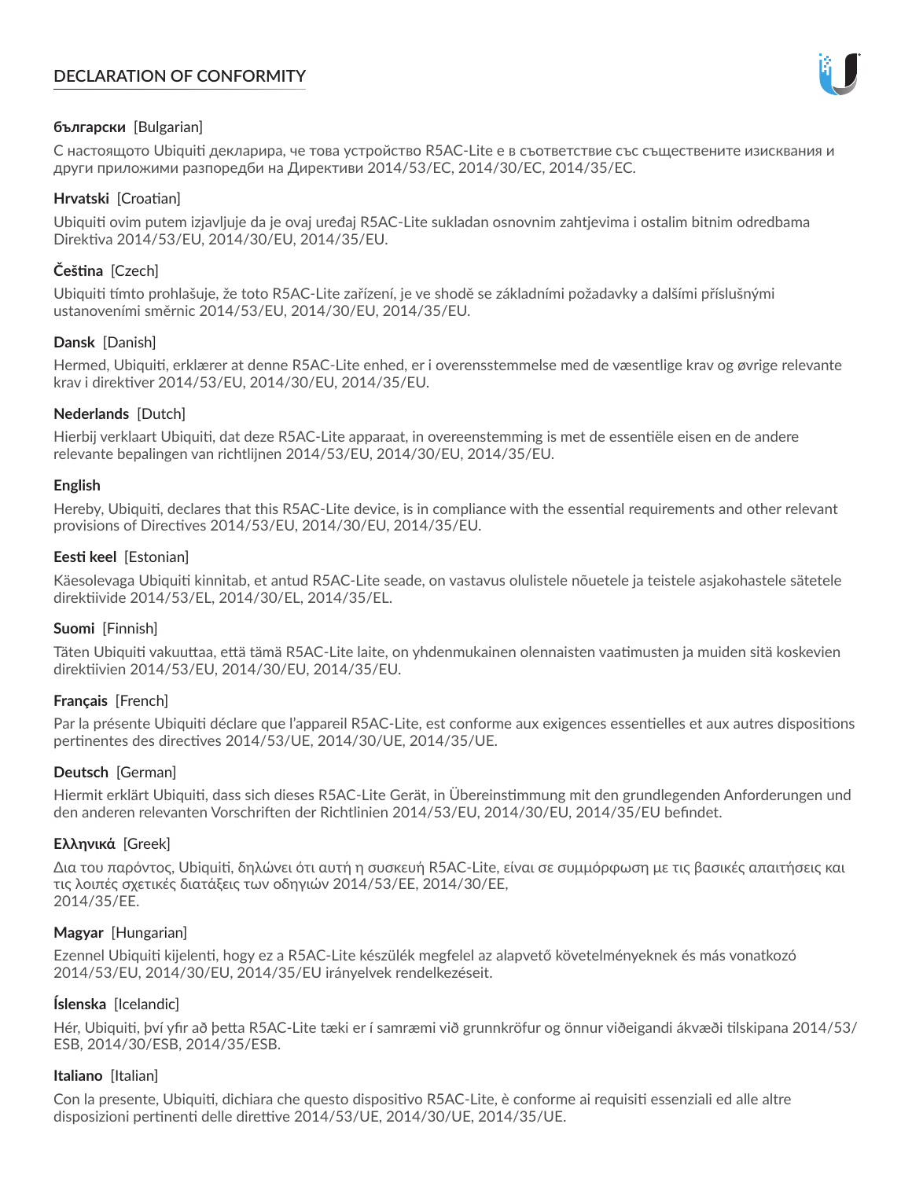# DECLARATION OF CONFORMITY

**български** [Bulgarian]

С настоящото Ubiquiti декларира, че това устройство R5AC-Lite е в съответствие със съществените изисквания и други приложими разпоредби на Директиви 2014/53/EC, 2014/30/ЕС, 2014/35/ЕС.

**Hrvatski** [Croatian]

Ubiquiti ovim putem izjavljuje da je ovaj uređaj R5AC-Lite sukladan osnovnim zahtjevima i ostalim bitnim odredbama Direktiva 2014/53/EU, 2014/30/EU, 2014/35/EU.

**Čeština** [Czech]

Ubiquiti tímto prohlašuje, že toto R5AC-Lite zařízení, je ve shodě se základními požadavky a dalšími příslušnými ustanoveními směrnic 2014/53/EU, 2014/30/EU, 2014/35/EU.

**Dansk** [Danish]

Hermed, Ubiquiti, erklærer at denne R5AC-Lite enhed, er i overensstemmelse med de væsentlige krav og øvrige relevante krav i direktiver 2014/53/EU, 2014/30/EU, 2014/35/EU.

**Nederlands** [Dutch]

Hierbij verklaart Ubiquiti, dat deze R5AC-Lite apparaat, in overeenstemming is met de essentiële eisen en de andere relevante bepalingen van richtlijnen 2014/53/EU, 2014/30/EU, 2014/35/EU.

**English**

Hereby, Ubiquiti, declares that this R5AC-Lite device, is in compliance with the essential requirements and other relevant provisions of Directives 2014/53/EU, 2014/30/EU, 2014/35/EU.

**Eesti keel** [Estonian]

Käesolevaga Ubiquiti kinnitab, et antud R5AC-Lite seade, on vastavus olulistele nõuetele ja teistele asjakohastele sätetele direktiivide 2014/53/EL, 2014/30/EL, 2014/35/EL.

**Suomi** [Finnish]

Täten Ubiquiti vakuuttaa, että tämä R5AC-Lite laite, on yhdenmukainen olennaisten vaatimusten ja muiden sitä koskevien direktiivien 2014/53/EU, 2014/30/EU, 2014/35/EU.

**Français** [French]

Par la présente Ubiquiti déclare que l'appareil R5AC-Lite, est conforme aux exigences essentielles et aux autres dispositions pertinentes des directives 2014/53/UE, 2014/30/UE, 2014/35/UE.

**Deutsch** [German]

Hiermit erklärt Ubiquiti, dass sich dieses R5AC-Lite Gerät, in Übereinstimmung mit den grundlegenden Anforderungen und den anderen relevanten Vorschriften der Richtlinien 2014/53/EU, 2014/30/EU, 2014/35/EU befindet.

**Ελληνικά** [Greek]

Δια του παρόντος, Ubiquiti, δηλώνει ότι αυτή η συσκευή R5AC-Lite, είναι σε συμμόρφωση με τις βασικές απαιτήσεις και τις λοιπές σχετικές διατάξεις των οδηγιών 2014/53/EE, 2014/30/EE, 2014/35/EE.

**Magyar** [Hungarian]

Ezennel Ubiquiti kijelenti, hogy ez a R5AC-Lite készülék megfelel az alapvető követelményeknek és más vonatkozó 2014/53/EU, 2014/30/EU, 2014/35/EU irányelvek rendelkezéseit.

**Íslenska** [Icelandic]

Hér, Ubiquiti, því yfir að þetta R5AC-Lite tæki er í samræmi við grunnkröfur og önnur viðeigandi ákvæði tilskipana 2014/53/ESB, 2014/30/ESB, 2014/35/ESB.

**Italiano** [Italian]

Con la presente, Ubiquiti, dichiara che questo dispositivo R5AC-Lite, è conforme ai requisiti essenziali ed alle altre disposizioni pertinenti delle direttive 2014/53/UE, 2014/30/UE, 2014/35/UE.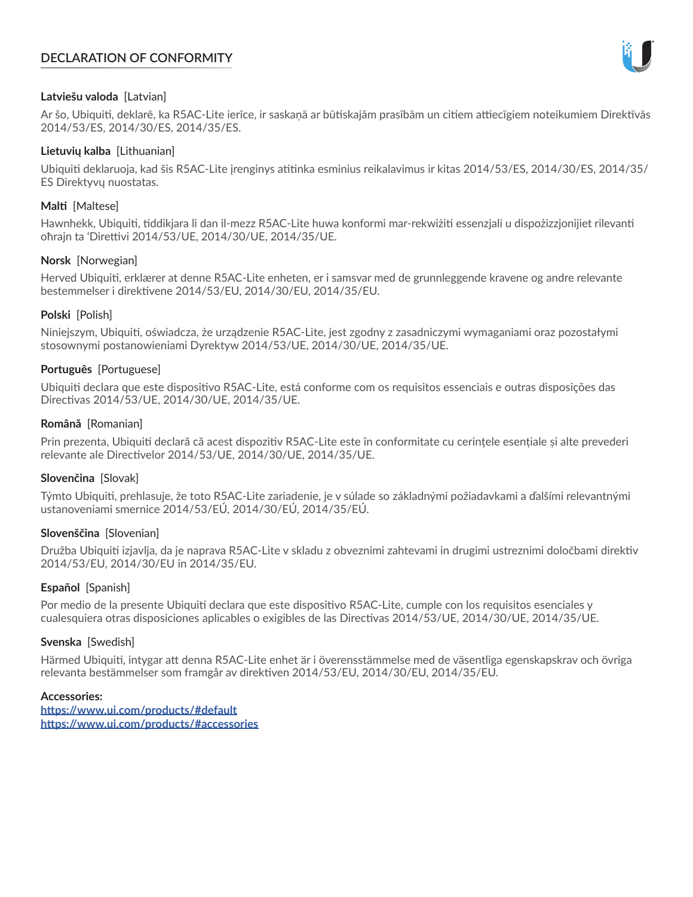**Latviešu valoda** [Latvian]

Ar šo, Ubiquiti, deklarē, ka R5AC-Lite ierīce, ir saskaņā ar būtiskajām prasībām un citiem attiecīgiem noteikumiem Direktīvās 2014/53/ES, 2014/30/ES, 2014/35/ES.

**Lietuvių kalba** [Lithuanian]

Ubiquiti deklaruoja, kad šis R5AC-Lite įrenginys atitinka esminius reikalavimus ir kitas 2014/53/ES, 2014/30/ES, 2014/35/ES Direktyvų nuostatas.

**Malti** [Maltese]

Hawnhekk, Ubiquiti, tiddikjara li dan il-mezz R5AC-Lite huwa konformi mar-rekwiżiti essenzjali u dispożizzjonijiet rilevanti oħrajn ta 'Direttivi 2014/53/UE, 2014/30/UE, 2014/35/UE.

**Norsk** [Norwegian]

Herved Ubiquiti, erklærer at denne R5AC-Lite enheten, er i samsvar med de grunnleggende kravene og andre relevante bestemmelser i direktivene 2014/53/EU, 2014/30/EU, 2014/35/EU.

**Polski** [Polish]

Niniejszym, Ubiquiti, oświadcza, że urządzenie R5AC-Lite, jest zgodny z zasadniczymi wymaganiami oraz pozostałymi stosownymi postanowieniami Dyrektyw 2014/53/UE, 2014/30/UE, 2014/35/UE.

**Português** [Portuguese]

Ubiquiti declara que este dispositivo R5AC-Lite, está conforme com os requisitos essenciais e outras disposições das Directivas 2014/53/UE, 2014/30/UE, 2014/35/UE.

**Română** [Romanian]

Prin prezenta, Ubiquiti declară că acest dispozitiv R5AC-Lite este în conformitate cu cerințele esențiale și alte prevederi relevante ale Directivelor 2014/53/UE, 2014/30/UE, 2014/35/UE.

**Slovenčina** [Slovak]

Týmto Ubiquiti, prehlasuje, že toto R5AC-Lite zariadenie, je v súlade so základnými požiadavkami a ďalšími relevantnými ustanoveniami smernice 2014/53/EÚ, 2014/30/EÚ, 2014/35/EÚ.

**Slovenščina** [Slovenian]

Družba Ubiquiti izjavlja, da je naprava R5AC-Lite v skladu z obveznimi zahtevami in drugimi ustreznimi določbami direktiv 2014/53/EU, 2014/30/EU in 2014/35/EU.

**Español** [Spanish]

Por medio de la presente Ubiquiti declara que este dispositivo R5AC-Lite, cumple con los requisitos esenciales y cualesquiera otras disposiciones aplicables o exigibles de las Directivas 2014/53/UE, 2014/30/UE, 2014/35/UE.

**Svenska** [Swedish]

Härmed Ubiquiti, intygar att denna R5AC-Lite enhet är i överensstämmelse med de väsentliga egenskapskrav och övriga relevanta bestämmelser som framgår av direktiven 2014/53/EU, 2014/30/EU, 2014/35/EU.

**Accessories:**
**https://www.ui.com/products/#default**
**https://www.ui.com/products/#accessories**